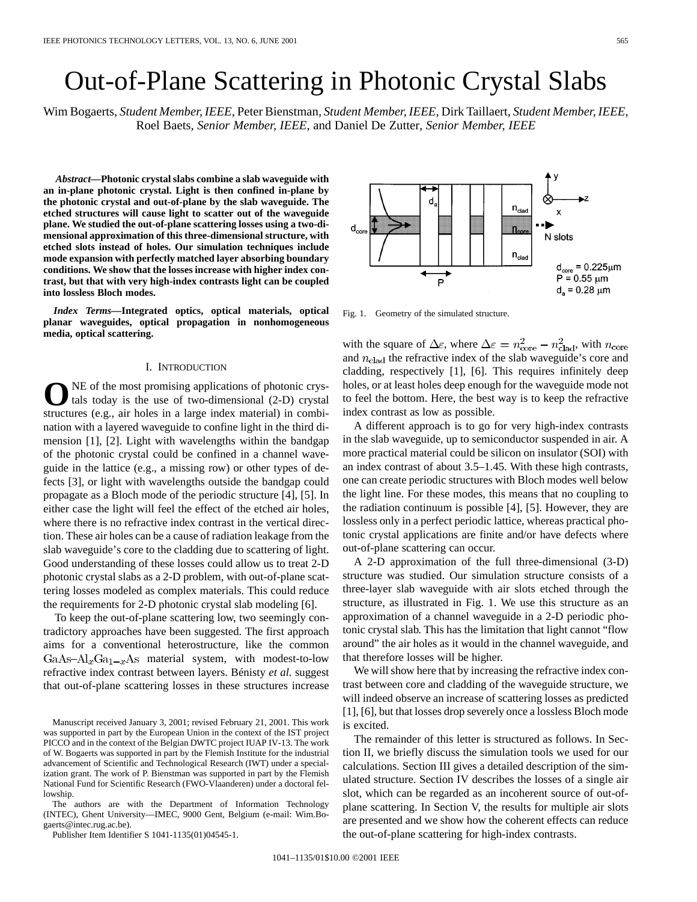# Out-of-Plane Scattering in Photonic Crystal Slabs

Wim Bogaerts, *Student Member, IEEE*, Peter Bienstman, *Student Member, IEEE*, Dirk Taillaert, *Student Member, IEEE*, Roel Baets, *Senior Member, IEEE*, and Daniel De Zutter, *Senior Member, IEEE*

***Abstract*—Photonic crystal slabs combine a slab waveguide with an in-plane photonic crystal. Light is then confined in-plane by the photonic crystal and out-of-plane by the slab waveguide. The etched structures will cause light to scatter out of the waveguide plane. We studied the out-of-plane scattering losses using a two-dimensional approximation of this three-dimensional structure, with etched slots instead of holes. Our simulation techniques include mode expansion with perfectly matched layer absorbing boundary conditions. We show that the losses increase with higher index contrast, but that with very high-index contrasts light can be coupled into lossless Bloch modes.**

***Index Terms*—Integrated optics, optical materials, optical planar waveguides, optical propagation in nonhomogeneous media, optical scattering.**

## I. Introduction

ONE of the most promising applications of photonic crystals today is the use of two-dimensional (2-D) crystal structures (e.g., air holes in a large index material) in combination with a layered waveguide to confine light in the third dimension [1], [2]. Light with wavelengths within the bandgap of the photonic crystal could be confined in a channel waveguide in the lattice (e.g., a missing row) or other types of defects [3], or light with wavelengths outside the bandgap could propagate as a Bloch mode of the periodic structure [4], [5]. In either case the light will feel the effect of the etched air holes, where there is no refractive index contrast in the vertical direction. These air holes can be a cause of radiation leakage from the slab waveguide's core to the cladding due to scattering of light. Good understanding of these losses could allow us to treat 2-D photonic crystal slabs as a 2-D problem, with out-of-plane scattering losses modeled as complex materials. This could reduce the requirements for 2-D photonic crystal slab modeling [6].

To keep the out-of-plane scattering low, two seemingly contradictory approaches have been suggested. The first approach aims for a conventional heterostructure, like the common $\mathrm{GaAs}$–$\mathrm{Al}_x\mathrm{Ga}_{1-x}\mathrm{As}$ material system, with modest-to-low refractive index contrast between layers. Bénisty *et al.* suggest that out-of-plane scattering losses in these structures increase with the square of $\Delta\varepsilon$, where $\Delta\varepsilon = n_{\mathrm{core}}^2 - n_{\mathrm{clad}}^2$, with $n_{\mathrm{core}}$ and $n_{\mathrm{clad}}$ the refractive index of the slab waveguide's core and cladding, respectively [1], [6]. This requires infinitely deep holes, or at least holes deep enough for the waveguide mode not to feel the bottom. Here, the best way is to keep the refractive index contrast as low as possible.

A different approach is to go for very high-index contrasts in the slab waveguide, up to semiconductor suspended in air. A more practical material could be silicon on insulator (SOI) with an index contrast of about 3.5–1.45. With these high contrasts, one can create periodic structures with Bloch modes well below the light line. For these modes, this means that no coupling to the radiation continuum is possible [4], [5]. However, they are lossless only in a perfect periodic lattice, whereas practical photonic crystal applications are finite and/or have defects where out-of-plane scattering can occur.

A 2-D approximation of the full three-dimensional (3-D) structure was studied. Our simulation structure consists of a three-layer slab waveguide with air slots etched through the structure, as illustrated in Fig. 1. We use this structure as an approximation of a channel waveguide in a 2-D periodic photonic crystal slab. This has the limitation that light cannot "flow around" the air holes as it would in the channel waveguide, and that therefore losses will be higher.

Fig. 1. Geometry of the simulated structure.

We will show here that by increasing the refractive index contrast between core and cladding of the waveguide structure, we will indeed observe an increase of scattering losses as predicted [1], [6], but that losses drop severely once a lossless Bloch mode is excited.

The remainder of this letter is structured as follows. In Section II, we briefly discuss the simulation tools we used for our calculations. Section III gives a detailed description of the simulated structure. Section IV describes the losses of a single air slot, which can be regarded as an incoherent source of out-of-plane scattering. In Section V, the results for multiple air slots are presented and we show how the coherent effects can reduce the out-of-plane scattering for high-index contrasts.

Manuscript received January 3, 2001; revised February 21, 2001. This work was supported in part by the European Union in the context of the IST project PICCO and in the context of the Belgian DWTC project IUAP IV-13. The work of W. Bogaerts was supported in part by the Flemish Institute for the industrial advancement of Scientific and Technological Research (IWT) under a specialization grant. The work of P. Bienstman was supported in part by the Flemish National Fund for Scientific Research (FWO-Vlaanderen) under a doctoral fellowship.

The authors are with the Department of Information Technology (INTEC), Ghent University—IMEC, 9000 Gent, Belgium (e-mail: Wim.Bogaerts@intec.rug.ac.be).

Publisher Item Identifier S 1041-1135(01)04545-1.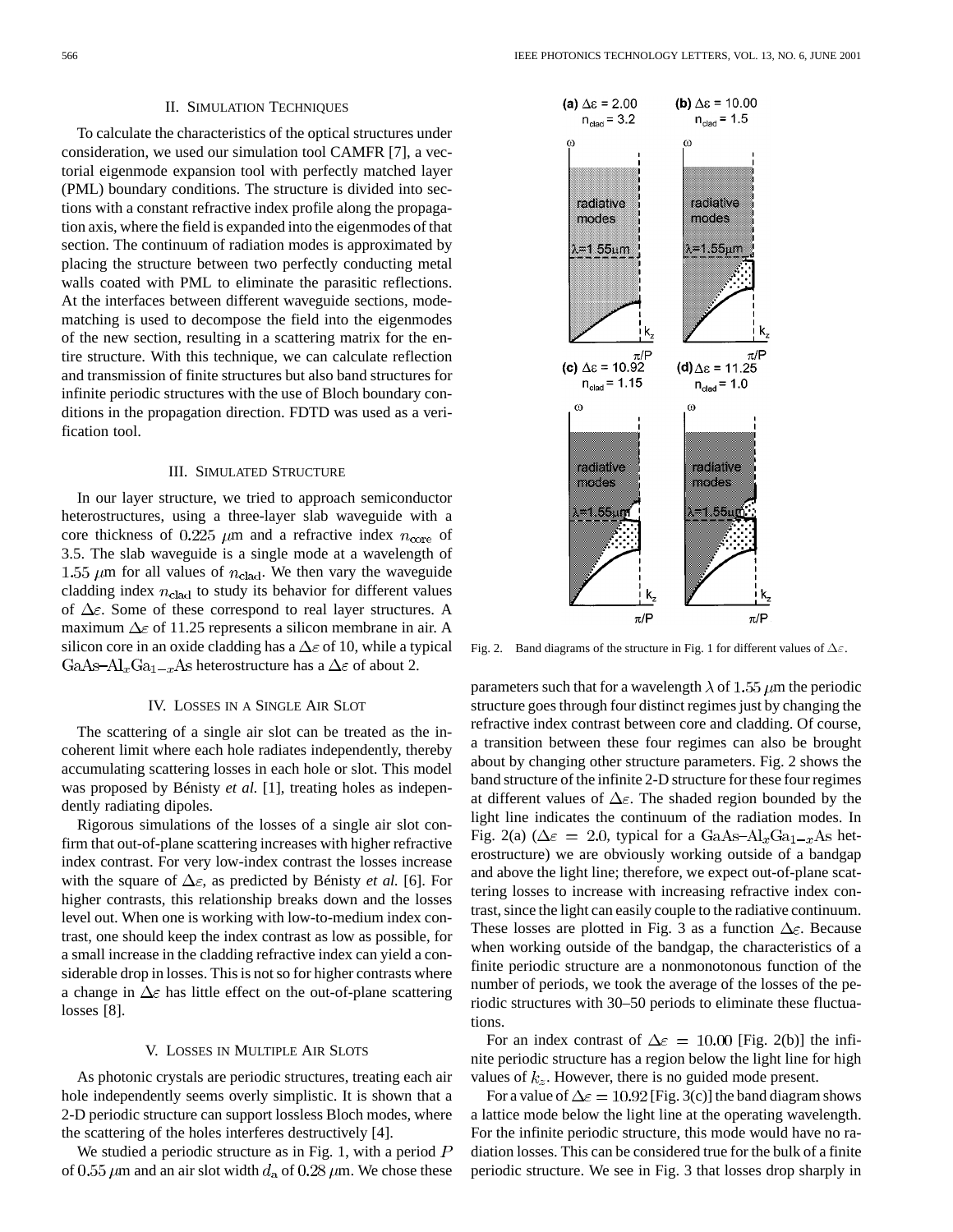## II. Simulation Techniques

To calculate the characteristics of the optical structures under consideration, we used our simulation tool CAMFR [7], a vectorial eigenmode expansion tool with perfectly matched layer (PML) boundary conditions. The structure is divided into sections with a constant refractive index profile along the propagation axis, where the field is expanded into the eigenmodes of that section. The continuum of radiation modes is approximated by placing the structure between two perfectly conducting metal walls coated with PML to eliminate the parasitic reflections. At the interfaces between different waveguide sections, mode-matching is used to decompose the field into the eigenmodes of the new section, resulting in a scattering matrix for the entire structure. With this technique, we can calculate reflection and transmission of finite structures but also band structures for infinite periodic structures with the use of Bloch boundary conditions in the propagation direction. FDTD was used as a verification tool.

## III. Simulated Structure

In our layer structure, we tried to approach semiconductor heterostructures, using a three-layer slab waveguide with a core thickness of $0.225\ \mu$m and a refractive index $n_{\text{core}}$ of 3.5. The slab waveguide is a single mode at a wavelength of $1.55\ \mu$m for all values of $n_{\text{clad}}$. We then vary the waveguide cladding index $n_{\text{clad}}$ to study its behavior for different values of $\Delta\varepsilon$. Some of these correspond to real layer structures. A maximum $\Delta\varepsilon$ of 11.25 represents a silicon membrane in air. A silicon core in an oxide cladding has a $\Delta\varepsilon$ of 10, while a typical GaAs–$\text{Al}_x\text{Ga}_{1-x}$As heterostructure has a $\Delta\varepsilon$ of about 2.

## IV. Losses in a Single Air Slot

The scattering of a single air slot can be treated as the incoherent limit where each hole radiates independently, thereby accumulating scattering losses in each hole or slot. This model was proposed by Bénisty *et al.* [1], treating holes as independently radiating dipoles.

Rigorous simulations of the losses of a single air slot confirm that out-of-plane scattering increases with higher refractive index contrast. For very low-index contrast the losses increase with the square of $\Delta\varepsilon$, as predicted by Bénisty *et al.* [6]. For higher contrasts, this relationship breaks down and the losses level out. When one is working with low-to-medium index contrast, one should keep the index contrast as low as possible, for a small increase in the cladding refractive index can yield a considerable drop in losses. This is not so for higher contrasts where a change in $\Delta\varepsilon$ has little effect on the out-of-plane scattering losses [8].

## V. Losses in Multiple Air Slots

As photonic crystals are periodic structures, treating each air hole independently seems overly simplistic. It is shown that a 2-D periodic structure can support lossless Bloch modes, where the scattering of the holes interferes destructively [4].

We studied a periodic structure as in Fig. 1, with a period $P$ of $0.55\ \mu$m and an air slot width $d_{\text{a}}$ of $0.28\ \mu$m. We chose these parameters such that for a wavelength $\lambda$ of $1.55\ \mu$m the periodic structure goes through four distinct regimes just by changing the refractive index contrast between core and cladding. Of course, a transition between these four regimes can also be brought about by changing other structure parameters. Fig. 2 shows the band structure of the infinite 2-D structure for these four regimes at different values of $\Delta\varepsilon$. The shaded region bounded by the light line indicates the continuum of the radiation modes. In Fig. 2(a) ($\Delta\varepsilon = 2.0$, typical for a GaAs–$\text{Al}_x\text{Ga}_{1-x}$As heterostructure) we are obviously working outside of a bandgap and above the light line; therefore, we expect out-of-plane scattering losses to increase with increasing refractive index contrast, since the light can easily couple to the radiative continuum. These losses are plotted in Fig. 3 as a function $\Delta\varepsilon$. Because when working outside of the bandgap, the characteristics of a finite periodic structure are a nonmonotonous function of the number of periods, we took the average of the losses of the periodic structures with 30–50 periods to eliminate these fluctuations.

Fig. 2. Band diagrams of the structure in Fig. 1 for different values of $\Delta\varepsilon$.

For an index contrast of $\Delta\varepsilon = 10.00$ [Fig. 2(b)] the infinite periodic structure has a region below the light line for high values of $k_z$. However, there is no guided mode present.

For a value of $\Delta\varepsilon = 10.92$ [Fig. 3(c)] the band diagram shows a lattice mode below the light line at the operating wavelength. For the infinite periodic structure, this mode would have no radiation losses. This can be considered true for the bulk of a finite periodic structure. We see in Fig. 3 that losses drop sharply in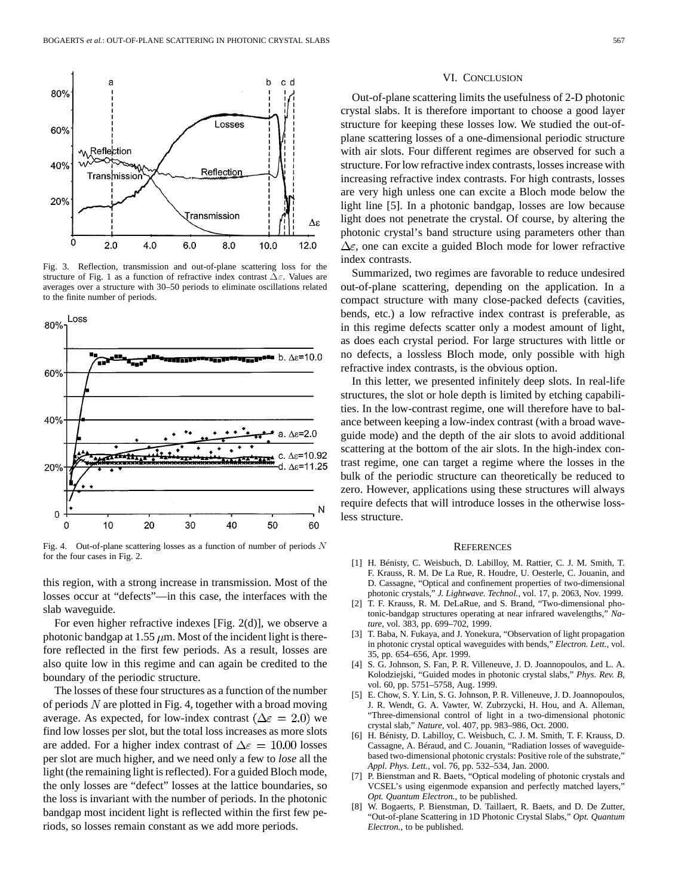80%
60%
40%
20%
0
a
b c d
Losses
Reflection
Transmission
Reflection
Transmission
Δε
2.0 4.0 6.0 8.0 10.0 12.0

Fig. 3. Reflection, transmission and out-of-plane scattering loss for the structure of Fig. 1 as a function of refractive index contrast $\Delta\varepsilon$. Values are averages over a structure with 30–50 periods to eliminate oscillations related to the finite number of periods.

Loss
80%
60%
40%
20%
0
b. Δε=10.0
a. Δε=2.0
c. Δε=10.92
d. Δε=11.25
N
0 10 20 30 40 50 60

Fig. 4. Out-of-plane scattering losses as a function of number of periods $N$ for the four cases in Fig. 2.

this region, with a strong increase in transmission. Most of the losses occur at "defects"—in this case, the interfaces with the slab waveguide.

For even higher refractive indexes [Fig. 2(d)], we observe a photonic bandgap at 1.55 $\mu$m. Most of the incident light is therefore reflected in the first few periods. As a result, losses are also quite low in this regime and can again be credited to the boundary of the periodic structure.

The losses of these four structures as a function of the number of periods $N$ are plotted in Fig. 4, together with a broad moving average. As expected, for low-index contrast ($\Delta\varepsilon = 2.0$) we find low losses per slot, but the total loss increases as more slots are added. For a higher index contrast of $\Delta\varepsilon = 10.00$ losses per slot are much higher, and we need only a few to *lose* all the light (the remaining light is reflected). For a guided Bloch mode, the only losses are "defect" losses at the lattice boundaries, so the loss is invariant with the number of periods. In the photonic bandgap most incident light is reflected within the first few periods, so losses remain constant as we add more periods.

## VI. Conclusion

Out-of-plane scattering limits the usefulness of 2-D photonic crystal slabs. It is therefore important to choose a good layer structure for keeping these losses low. We studied the out-of-plane scattering losses of a one-dimensional periodic structure with air slots. Four different regimes are observed for such a structure. For low refractive index contrasts, losses increase with increasing refractive index contrasts. For high contrasts, losses are very high unless one can excite a Bloch mode below the light line [5]. In a photonic bandgap, losses are low because light does not penetrate the crystal. Of course, by altering the photonic crystal's band structure using parameters other than $\Delta\varepsilon$, one can excite a guided Bloch mode for lower refractive index contrasts.

Summarized, two regimes are favorable to reduce undesired out-of-plane scattering, depending on the application. In a compact structure with many close-packed defects (cavities, bends, etc.) a low refractive index contrast is preferable, as in this regime defects scatter only a modest amount of light, as does each crystal period. For large structures with little or no defects, a lossless Bloch mode, only possible with high refractive index contrasts, is the obvious option.

In this letter, we presented infinitely deep slots. In real-life structures, the slot or hole depth is limited by etching capabilities. In the low-contrast regime, one will therefore have to balance between keeping a low-index contrast (with a broad waveguide mode) and the depth of the air slots to avoid additional scattering at the bottom of the air slots. In the high-index contrast regime, one can target a regime where the losses in the bulk of the periodic structure can theoretically be reduced to zero. However, applications using these structures will always require defects that will introduce losses in the otherwise lossless structure.

## References

[1] H. Bénisty, C. Weisbuch, D. Labilloy, M. Rattier, C. J. M. Smith, T. F. Krauss, R. M. De La Rue, R. Houdre, U. Oesterle, C. Jouanin, and D. Cassagne, "Optical and confinement properties of two-dimensional photonic crystals," *J. Lightwave. Technol.*, vol. 17, p. 2063, Nov. 1999.

[2] T. F. Krauss, R. M. DeLaRue, and S. Brand, "Two-dimensional photonic-bandgap structures operating at near infrared wavelengths," *Nature*, vol. 383, pp. 699–702, 1999.

[3] T. Baba, N. Fukaya, and J. Yonekura, "Observation of light propagation in photonic crystal optical waveguides with bends," *Electron. Lett.*, vol. 35, pp. 654–656, Apr. 1999.

[4] S. G. Johnson, S. Fan, P. R. Villeneuve, J. D. Joannopoulos, and L. A. Kolodziejski, "Guided modes in photonic crystal slabs," *Phys. Rev. B*, vol. 60, pp. 5751–5758, Aug. 1999.

[5] E. Chow, S. Y. Lin, S. G. Johnson, P. R. Villeneuve, J. D. Joannopoulos, J. R. Wendt, G. A. Vawter, W. Zubrzycki, H. Hou, and A. Alleman, "Three-dimensional control of light in a two-dimensional photonic crystal slab," *Nature*, vol. 407, pp. 983–986, Oct. 2000.

[6] H. Bénisty, D. Labilloy, C. Weisbuch, C. J. M. Smith, T. F. Krauss, D. Cassagne, A. Béraud, and C. Jouanin, "Radiation losses of waveguide-based two-dimensional photonic crystals: Positive role of the substrate," *Appl. Phys. Lett.*, vol. 76, pp. 532–534, Jan. 2000.

[7] P. Bienstman and R. Baets, "Optical modeling of photonic crystals and VCSEL's using eigenmode expansion and perfectly matched layers," *Opt. Quantum Electron.*, to be published.

[8] W. Bogaerts, P. Bienstman, D. Taillaert, R. Baets, and D. De Zutter, "Out-of-plane Scattering in 1D Photonic Crystal Slabs," *Opt. Quantum Electron.*, to be published.